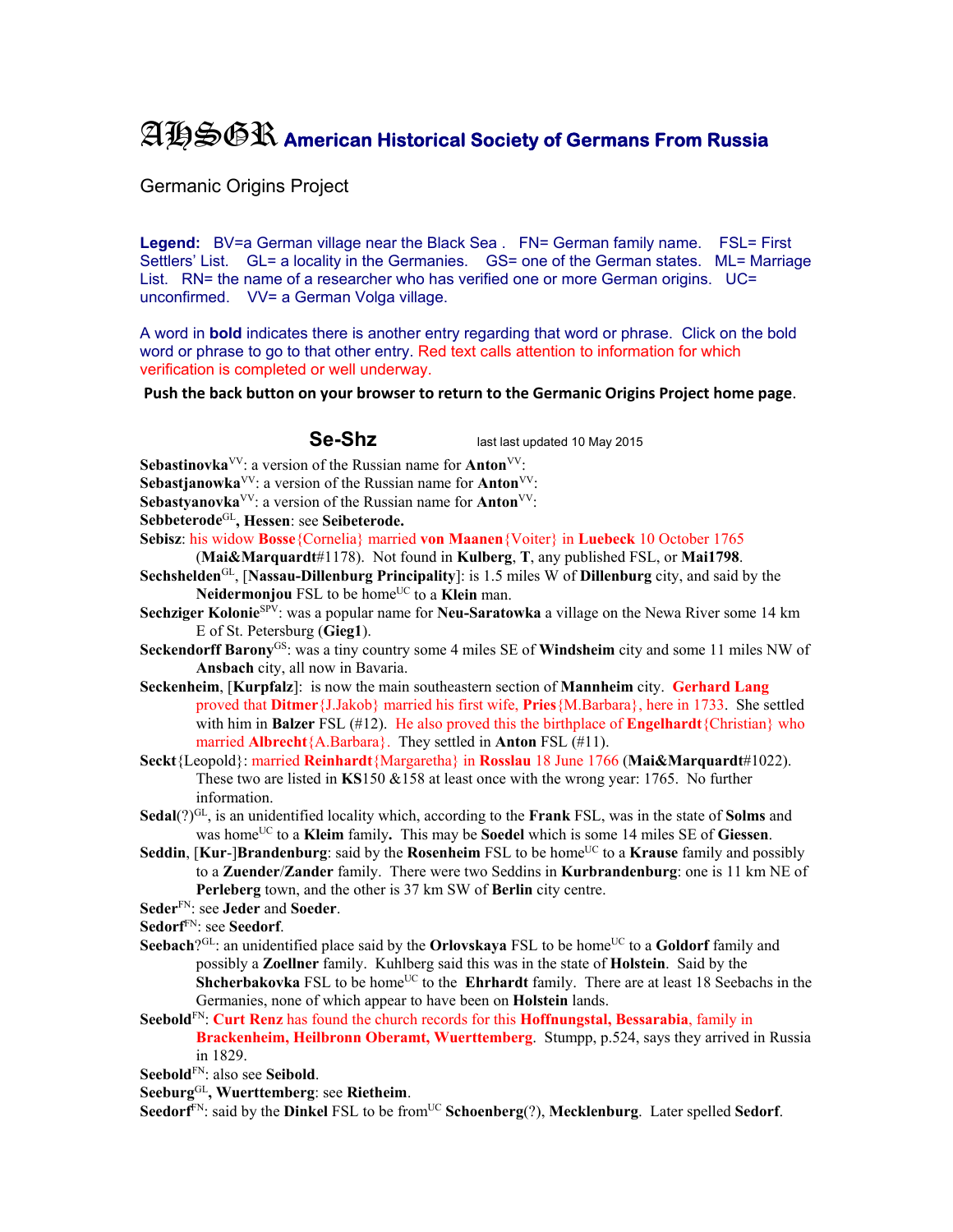# AHSGR American Historical Society of Germans From Russia

Germanic Origins Project

**Legend:** BV=a German village near the Black Sea . FN= German family name. FSL= First Settlers' List. GL= a locality in the Germanies. GS= one of the German states. ML= Marriage List. RN= the name of a researcher who has verified one or more German origins. UC= unconfirmed. VV= a German Volga village.

A word in **bold** indicates there is another entry regarding that word or phrase. Click on the bold word or phrase to go to that other entry. Red text calls attention to information for which verification is completed or well underway.

**Push the back button on your browser to return to the Germanic Origins Project home page**.

## Se-Shz

last last updated 10 May 2015

**Sebastinovka**[VV]: a version of the Russian name for **Anton**[VV]:

**Sebastjanowka**[VV]: a version of the Russian name for **Anton**[VV]:

**Sebastyanovka**[VV]: a version of the Russian name for **Anton**[VV]:

**Sebbeterode**[GL]**, Hessen**: see **Seibeterode.**

**Sebisz**: his widow **Bosse**{Cornelia} married **von Maanen**{Voiter} in **Luebeck** 10 October 1765 (**Mai&Marquardt**#1178). Not found in **Kulberg**, **T**, any published FSL, or **Mai1798**.

**Sechshelden**[GL], [**Nassau-Dillenburg Principality**]: is 1.5 miles W of **Dillenburg** city, and said by the **Neidermonjou** FSL to be home[UC] to a **Klein** man.

**Sechziger Kolonie**[SPV]: was a popular name for **Neu-Saratowka** a village on the Newa River some 14 km E of St. Petersburg (**Gieg1**).

**Seckendorff Barony**[GS]: was a tiny country some 4 miles SE of **Windsheim** city and some 11 miles NW of **Ansbach** city, all now in Bavaria.

**Seckenheim**, [**Kurpfalz**]: is now the main southeastern section of **Mannheim** city. **Gerhard Lang** proved that **Ditmer**{J.Jakob} married his first wife, **Pries**{M.Barbara}, here in 1733. She settled with him in **Balzer** FSL (#12). He also proved this the birthplace of **Engelhardt**{Christian} who married **Albrecht**{A.Barbara}. They settled in **Anton** FSL (#11).

**Seckt**{Leopold}: married **Reinhardt**{Margaretha} in **Rosslau** 18 June 1766 (**Mai&Marquardt**#1022). These two are listed in **KS**150 &158 at least once with the wrong year: 1765. No further information.

**Sedal**(?)[GL], is an unidentified locality which, according to the **Frank** FSL, was in the state of **Solms** and was home[UC] to a **Kleim** family**.** This may be **Soedel** which is some 14 miles SE of **Giessen**.

**Seddin**, [**Kur**-]**Brandenburg**: said by the **Rosenheim** FSL to be home[UC] to a **Krause** family and possibly to a **Zuender**/**Zander** family. There were two Seddins in **Kurbrandenburg**: one is 11 km NE of **Perleberg** town, and the other is 37 km SW of **Berlin** city centre.

**Seder**[FN]: see **Jeder** and **Soeder**.

**Sedorf**[FN]: see **Seedorf**.

**Seebach**?[GL]: an unidentified place said by the **Orlovskaya** FSL to be home[UC] to a **Goldorf** family and possibly a **Zoellner** family. Kuhlberg said this was in the state of **Holstein**. Said by the **Shcherbakovka** FSL to be home[UC] to the **Ehrhardt** family. There are at least 18 Seebachs in the Germanies, none of which appear to have been on **Holstein** lands.

**Seebold**[FN]: **Curt Renz** has found the church records for this **Hoffnungstal, Bessarabia**, family in **Brackenheim, Heilbronn Oberamt, Wuerttemberg**. Stumpp, p.524, says they arrived in Russia in 1829.

**Seebold**[FN]: also see **Seibold**.

**Seeburg**[GL]**, Wuerttemberg**: see **Rietheim**.

**Seedorf**[FN]: said by the **Dinkel** FSL to be from[UC] **Schoenberg**(?), **Mecklenburg**. Later spelled **Sedorf**.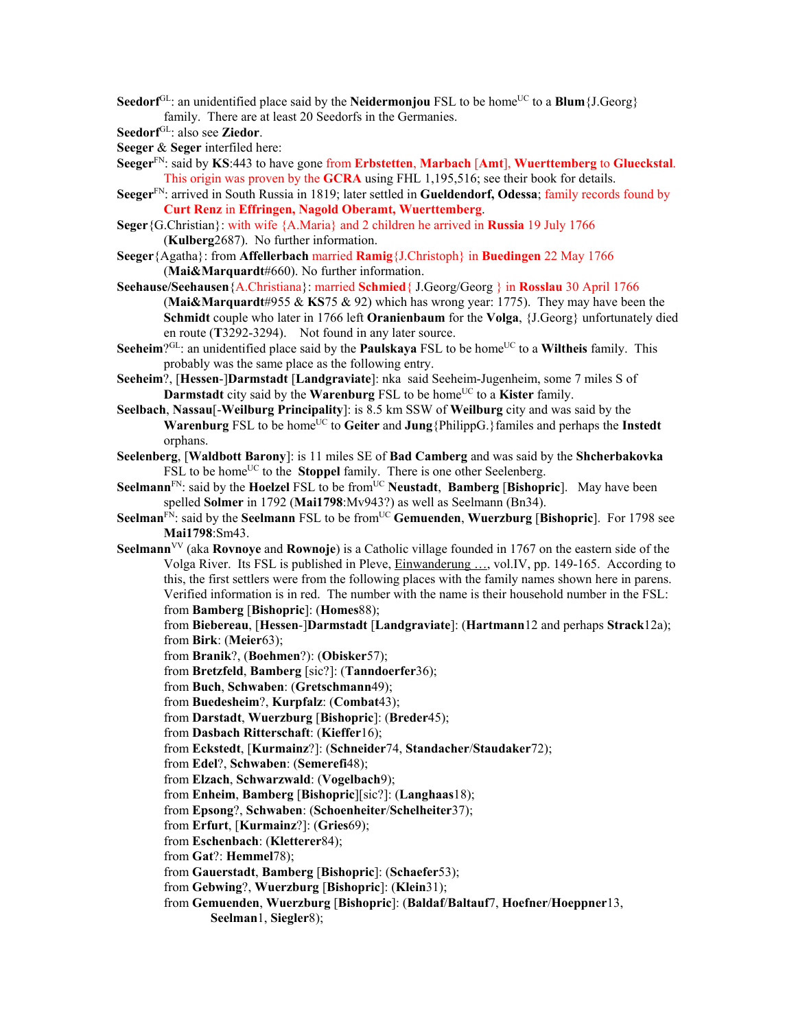**Seedorf**[GL]: an unidentified place said by the **Neidermonjou** FSL to be home[UC] to a **Blum**{J.Georg} family. There are at least 20 Seedorfs in the Germanies.

**Seedorf**[GL]: also see **Ziedor**.

**Seeger** & **Seger** interfiled here:

**Seeger**[FN]: said by **KS**:443 to have gone from **Erbstetten**, **Marbach** [**Amt**], **Wuerttemberg** to **Glueckstal**. This origin was proven by the **GCRA** using FHL 1,195,516; see their book for details.

**Seeger**[FN]: arrived in South Russia in 1819; later settled in **Gueldendorf, Odessa**; family records found by **Curt Renz** in **Effringen, Nagold Oberamt, Wuerttemberg**.

**Seger**{G.Christian}: with wife {A.Maria} and 2 children he arrived in **Russia** 19 July 1766 (**Kulberg**2687). No further information.

**Seeger**{Agatha}: from **Affellerbach** married **Ramig**{J.Christoph} in **Buedingen** 22 May 1766 (**Mai&Marquardt**#660). No further information.

**Seehause/Seehausen**{A.Christiana}: married **Schmied**{ J.Georg/Georg } in **Rosslau** 30 April 1766 (**Mai&Marquardt**#955 & **KS**75 & 92) which has wrong year: 1775). They may have been the **Schmidt** couple who later in 1766 left **Oranienbaum** for the **Volga**, {J.Georg} unfortunately died en route (**T**3292-3294). Not found in any later source.

**Seeheim**?[GL]: an unidentified place said by the **Paulskaya** FSL to be home[UC] to a **Wiltheis** family. This probably was the same place as the following entry.

**Seeheim**?, [**Hessen**-]**Darmstadt** [**Landgraviate**]: nka said Seeheim-Jugenheim, some 7 miles S of **Darmstadt** city said by the **Warenburg** FSL to be home[UC] to a **Kister** family.

**Seelbach**, **Nassau**[-**Weilburg Principality**]: is 8.5 km SSW of **Weilburg** city and was said by the **Warenburg** FSL to be home[UC] to **Geiter** and **Jung**{PhilippG.}familes and perhaps the **Instedt** orphans.

**Seelenberg**, [**Waldbott Barony**]: is 11 miles SE of **Bad Camberg** and was said by the **Shcherbakovka** FSL to be home[UC] to the **Stoppel** family. There is one other Seelenberg.

**Seelmann**[FN]: said by the **Hoelzel** FSL to be from[UC] **Neustadt**, **Bamberg** [**Bishopric**]. May have been spelled **Solmer** in 1792 (**Mai1798**:Mv943?) as well as Seelmann (Bn34).

**Seelman**[FN]: said by the **Seelmann** FSL to be from[UC] **Gemuenden**, **Wuerzburg** [**Bishopric**]. For 1798 see **Mai1798**:Sm43.

**Seelmann**[VV] (aka **Rovnoye** and **Rownoje**) is a Catholic village founded in 1767 on the eastern side of the Volga River. Its FSL is published in Pleve, Einwanderung …, vol.IV, pp. 149-165. According to this, the first settlers were from the following places with the family names shown here in parens. Verified information is in red. The number with the name is their household number in the FSL:
- from **Bamberg** [**Bishopric**]: (**Homes**88);
- from **Biebereau**, [**Hessen**-]**Darmstadt** [**Landgraviate**]: (**Hartmann**12 and perhaps **Strack**12a);
- from **Birk**: (**Meier**63);
- from **Branik**?, (**Boehmen**?): (**Obisker**57);
- from **Bretzfeld**, **Bamberg** [sic?]: (**Tanndoerfer**36);
- from **Buch**, **Schwaben**: (**Gretschmann**49);
- from **Buedesheim**?, **Kurpfalz**: (**Combat**43);
- from **Darstadt**, **Wuerzburg** [**Bishopric**]: (**Breder**45);
- from **Dasbach Ritterschaft**: (**Kieffer**16);
- from **Eckstedt**, [**Kurmainz**?]: (**Schneider**74, **Standacher**/**Staudaker**72);
- from **Edel**?, **Schwaben**: (**Semerefi**48);
- from **Elzach**, **Schwarzwald**: (**Vogelbach**9);
- from **Enheim**, **Bamberg** [**Bishopric**][sic?]: (**Langhaas**18);
- from **Epsong**?, **Schwaben**: (**Schoenheiter**/**Schelheiter**37);
- from **Erfurt**, [**Kurmainz**?]: (**Gries**69);
- from **Eschenbach**: (**Kletterer**84);
- from **Gat**?: **Hemmel**78);
- from **Gauerstadt**, **Bamberg** [**Bishopric**]: (**Schaefer**53);
- from **Gebwing**?, **Wuerzburg** [**Bishopric**]: (**Klein**31);
- from **Gemuenden**, **Wuerzburg** [**Bishopric**]: (**Baldaf**/**Baltauf**7, **Hoefner**/**Hoeppner**13, **Seelman**1, **Siegler**8);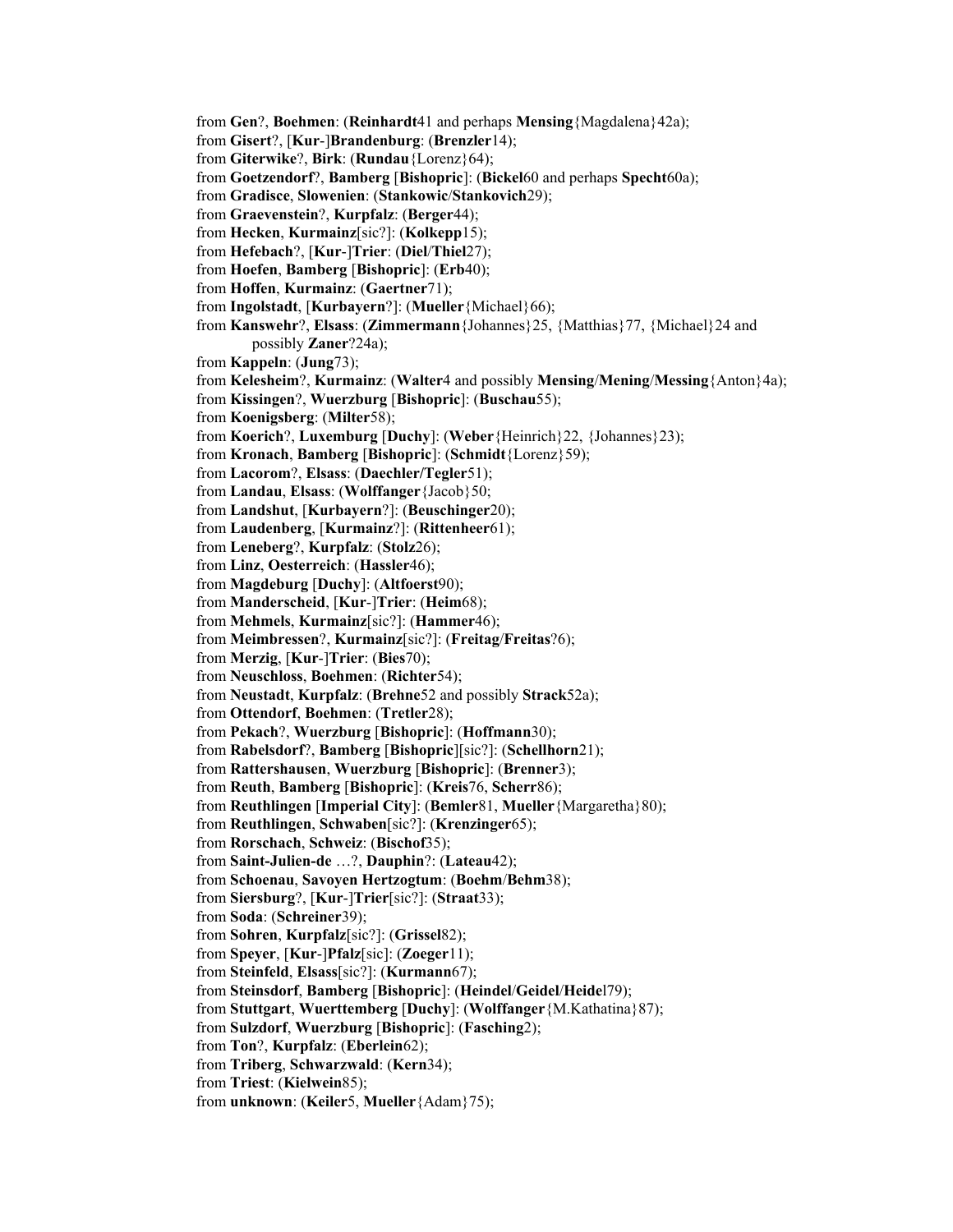from **Gen**?, **Boehmen**: (**Reinhardt**41 and perhaps **Mensing**{Magdalena}42a);
from **Gisert**?, [**Kur**-]**Brandenburg**: (**Brenzler**14);
from **Giterwike**?, **Birk**: (**Rundau**{Lorenz}64);
from **Goetzendorf**?, **Bamberg** [**Bishopric**]: (**Bickel**60 and perhaps **Specht**60a);
from **Gradisce**, **Slowenien**: (**Stankowic**/**Stankovich**29);
from **Graevenstein**?, **Kurpfalz**: (**Berger**44);
from **Hecken**, **Kurmainz**[sic?]: (**Kolkepp**15);
from **Hefebach**?, [**Kur**-]**Trier**: (**Diel**/**Thiel**27);
from **Hoefen**, **Bamberg** [**Bishopric**]: (**Erb**40);
from **Hoffen**, **Kurmainz**: (**Gaertner**71);
from **Ingolstadt**, [**Kurbayern**?]: (**Mueller**{Michael}66);
from **Kanswehr**?, **Elsass**: (**Zimmermann**{Johannes}25, {Matthias}77, {Michael}24 and possibly **Zaner**?24a);
from **Kappeln**: (**Jung**73);
from **Kelesheim**?, **Kurmainz**: (**Walter**4 and possibly **Mensing**/**Mening**/**Messing**{Anton}4a);
from **Kissingen**?, **Wuerzburg** [**Bishopric**]: (**Buschau**55);
from **Koenigsberg**: (**Milter**58);
from **Koerich**?, **Luxemburg** [**Duchy**]: (**Weber**{Heinrich}22, {Johannes}23);
from **Kronach**, **Bamberg** [**Bishopric**]: (**Schmidt**{Lorenz}59);
from **Lacorom**?, **Elsass**: (**Daechler/Tegler**51);
from **Landau**, **Elsass**: (**Wolffanger**{Jacob}50;
from **Landshut**, [**Kurbayern**?]: (**Beuschinger**20);
from **Laudenberg**, [**Kurmainz**?]: (**Rittenheer**61);
from **Leneberg**?, **Kurpfalz**: (**Stolz**26);
from **Linz**, **Oesterreich**: (**Hassler**46);
from **Magdeburg** [**Duchy**]: (**Altfoerst**90);
from **Manderscheid**, [**Kur**-]**Trier**: (**Heim**68);
from **Mehmels**, **Kurmainz**[sic?]: (**Hammer**46);
from **Meimbressen**?, **Kurmainz**[sic?]: (**Freitag**/**Freitas**?6);
from **Merzig**, [**Kur**-]**Trier**: (**Bies**70);
from **Neuschloss**, **Boehmen**: (**Richter**54);
from **Neustadt**, **Kurpfalz**: (**Brehne**52 and possibly **Strack**52a);
from **Ottendorf**, **Boehmen**: (**Tretler**28);
from **Pekach**?, **Wuerzburg** [**Bishopric**]: (**Hoffmann**30);
from **Rabelsdorf**?, **Bamberg** [**Bishopric**][sic?]: (**Schellhorn**21);
from **Rattershausen**, **Wuerzburg** [**Bishopric**]: (**Brenner**3);
from **Reuth**, **Bamberg** [**Bishopric**]: (**Kreis**76, **Scherr**86);
from **Reuthlingen** [**Imperial City**]: (**Bemler**81, **Mueller**{Margaretha}80);
from **Reuthlingen**, **Schwaben**[sic?]: (**Krenzinger**65);
from **Rorschach**, **Schweiz**: (**Bischof**35);
from **Saint-Julien-de** …?, **Dauphin**?: (**Lateau**42);
from **Schoenau**, **Savoyen Hertzogtum**: (**Boehm**/**Behm**38);
from **Siersburg**?, [**Kur**-]**Trier**[sic?]: (**Straat**33);
from **Soda**: (**Schreiner**39);
from **Sohren**, **Kurpfalz**[sic?]: (**Grissel**82);
from **Speyer**, [**Kur**-]**Pfalz**[sic]: (**Zoeger**11);
from **Steinfeld**, **Elsass**[sic?]: (**Kurmann**67);
from **Steinsdorf**, **Bamberg** [**Bishopric**]: (**Heindel**/**Geidel**/**Heide**l79);
from **Stuttgart**, **Wuerttemberg** [**Duchy**]: (**Wolffanger**{M.Kathatina}87);
from **Sulzdorf**, **Wuerzburg** [**Bishopric**]: (**Fasching**2);
from **Ton**?, **Kurpfalz**: (**Eberlein**62);
from **Triberg**, **Schwarzwald**: (**Kern**34);
from **Triest**: (**Kielwein**85);
from **unknown**: (**Keiler**5, **Mueller**{Adam}75);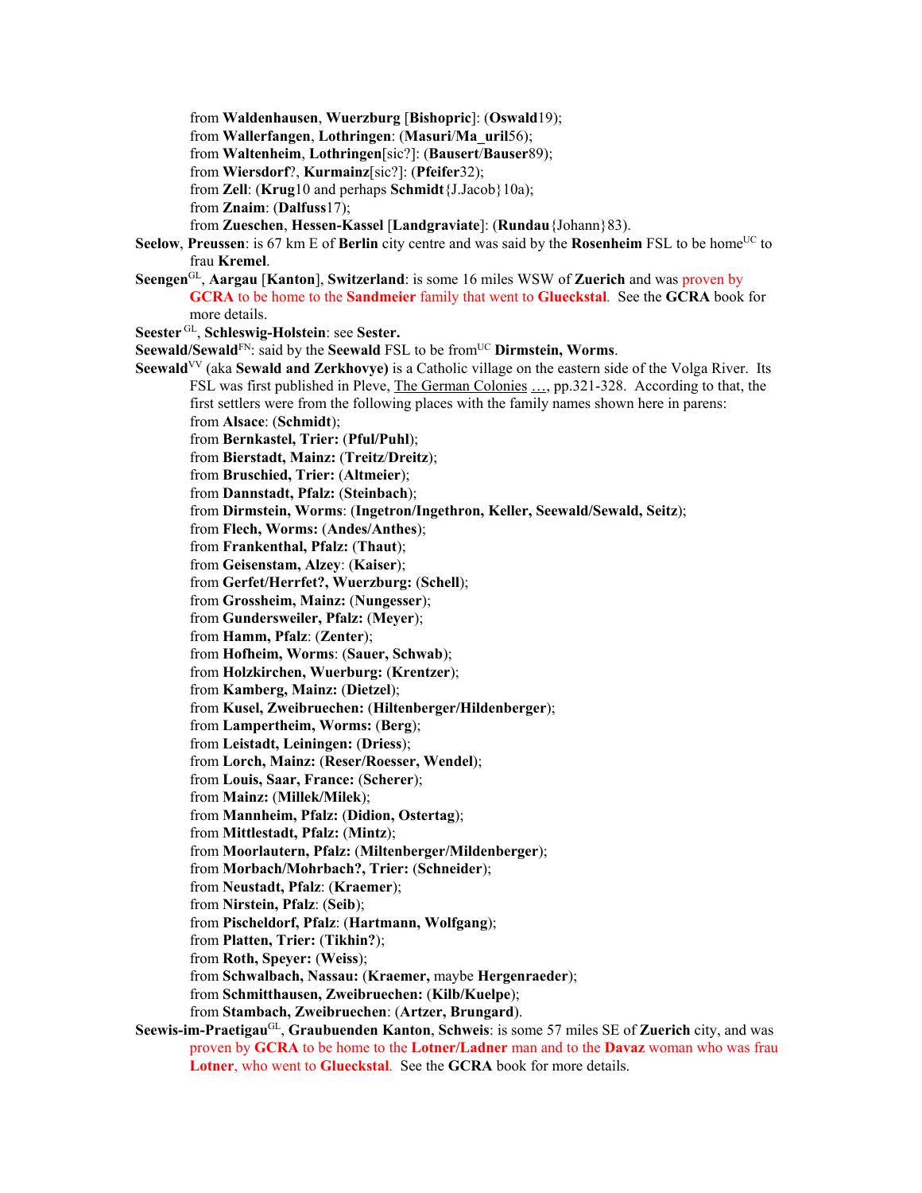from **Waldenhausen**, **Wuerzburg** [**Bishopric**]: (**Oswald**19);
from **Wallerfangen**, **Lothringen**: (**Masuri**/**Ma_uril**56);
from **Waltenheim**, **Lothringen**[sic?]: (**Bausert**/**Bauser**89);
from **Wiersdorf**?, **Kurmainz**[sic?]: (**Pfeifer**32);
from **Zell**: (**Krug**10 and perhaps **Schmidt**{J.Jacob}10a);
from **Znaim**: (**Dalfuss**17);
from **Zueschen**, **Hessen-Kassel** [**Landgraviate**]: (**Rundau**{Johann}83).

**Seelow**, **Preussen**: is 67 km E of **Berlin** city centre and was said by the **Rosenheim** FSL to be home[UC] to frau **Kremel**.

**Seengen**[GL], **Aargau** [**Kanton**], **Switzerland**: is some 16 miles WSW of **Zuerich** and was proven by **GCRA** to be home to the **Sandmeier** family that went to **Glueckstal**. See the **GCRA** book for more details.

**Seester** [GL], **Schleswig-Holstein**: see **Sester.**

**Seewald/Sewald**[FN]: said by the **Seewald** FSL to be from[UC] **Dirmstein, Worms**.

**Seewald**[VV] (aka **Sewald and Zerkhovye)** is a Catholic village on the eastern side of the Volga River. Its FSL was first published in Pleve, The German Colonies …, pp.321-328. According to that, the first settlers were from the following places with the family names shown here in parens:
from **Alsace**: (**Schmidt**);
from **Bernkastel, Trier:** (**Pful/Puhl**);
from **Bierstadt, Mainz:** (**Treitz**/**Dreitz**);
from **Bruschied, Trier:** (**Altmeier**);
from **Dannstadt, Pfalz:** (**Steinbach**);
from **Dirmstein, Worms**: (**Ingetron/Ingethron, Keller, Seewald/Sewald, Seitz**);
from **Flech, Worms:** (**Andes/Anthes**);
from **Frankenthal, Pfalz:** (**Thaut**);
from **Geisenstam, Alzey**: (**Kaiser**);
from **Gerfet/Herrfet?, Wuerzburg:** (**Schell**);
from **Grossheim, Mainz:** (**Nungesser**);
from **Gundersweiler, Pfalz:** (**Meyer**);
from **Hamm, Pfalz**: (**Zenter**);
from **Hofheim, Worms**: (**Sauer, Schwab**);
from **Holzkirchen, Wuerburg:** (**Krentzer**);
from **Kamberg, Mainz:** (**Dietzel**);
from **Kusel, Zweibruechen:** (**Hiltenberger/Hildenberger**);
from **Lampertheim, Worms:** (**Berg**);
from **Leistadt, Leiningen:** (**Driess**);
from **Lorch, Mainz:** (**Reser/Roesser, Wendel**);
from **Louis, Saar, France:** (**Scherer**);
from **Mainz:** (**Millek/Milek**);
from **Mannheim, Pfalz:** (**Didion, Ostertag**);
from **Mittlestadt, Pfalz:** (**Mintz**);
from **Moorlautern, Pfalz:** (**Miltenberger/Mildenberger**);
from **Morbach/Mohrbach?, Trier:** (**Schneider**);
from **Neustadt, Pfalz**: (**Kraemer**);
from **Nirstein, Pfalz**: (**Seib**);
from **Pischeldorf, Pfalz**: (**Hartmann, Wolfgang**);
from **Platten, Trier:** (**Tikhin?**);
from **Roth, Speyer:** (**Weiss**);
from **Schwalbach, Nassau:** (**Kraemer,** maybe **Hergenraeder**);
from **Schmitthausen, Zweibruechen:** (**Kilb/Kuelpe**);
from **Stambach, Zweibruechen**: (**Artzer, Brungard**).

**Seewis-im-Praetigau**[GL], **Graubuenden Kanton**, **Schweis**: is some 57 miles SE of **Zuerich** city, and was proven by **GCRA** to be home to the **Lotner/Ladner** man and to the **Davaz** woman who was frau **Lotner**, who went to **Glueckstal**. See the **GCRA** book for more details.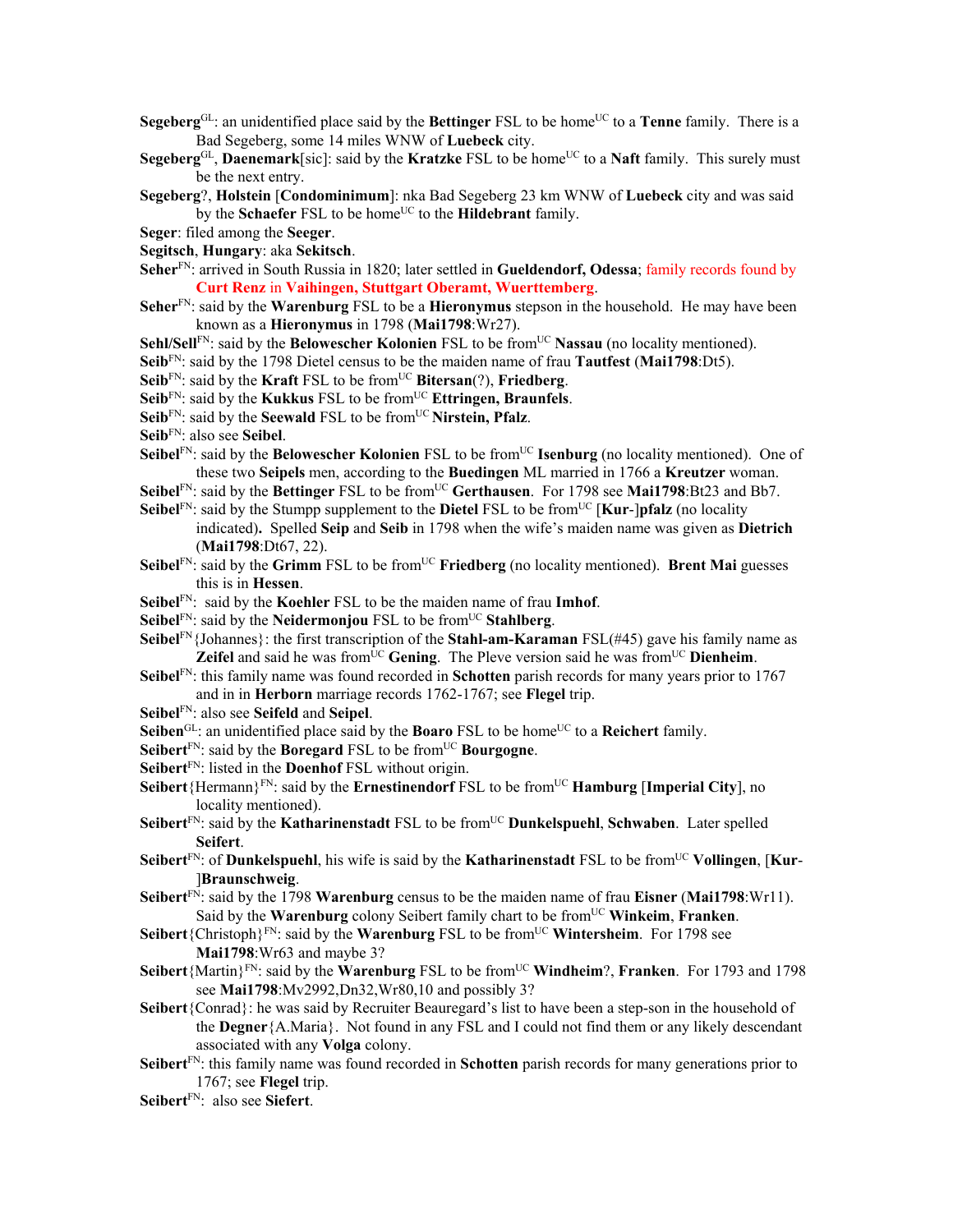**Segeberg**[GL]: an unidentified place said by the **Bettinger** FSL to be home[UC] to a **Tenne** family. There is a Bad Segeberg, some 14 miles WNW of **Luebeck** city.

**Segeberg**[GL], **Daenemark**[sic]: said by the **Kratzke** FSL to be home[UC] to a **Naft** family. This surely must be the next entry.

**Segeberg**?, **Holstein** [**Condominimum**]: nka Bad Segeberg 23 km WNW of **Luebeck** city and was said by the **Schaefer** FSL to be home[UC] to the **Hildebrant** family.

**Seger**: filed among the **Seeger**.

**Segitsch**, **Hungary**: aka **Sekitsch**.

**Seher**[FN]: arrived in South Russia in 1820; later settled in **Gueldendorf, Odessa**; family records found by **Curt Renz** in **Vaihingen, Stuttgart Oberamt, Wuerttemberg**.

**Seher**[FN]: said by the **Warenburg** FSL to be a **Hieronymus** stepson in the household. He may have been known as a **Hieronymus** in 1798 (**Mai1798**:Wr27).

**Sehl/Sell**[FN]: said by the **Belowescher Kolonien** FSL to be from[UC] **Nassau** (no locality mentioned).

**Seib**[FN]: said by the 1798 Dietel census to be the maiden name of frau **Tautfest** (**Mai1798**:Dt5).

**Seib**[FN]: said by the **Kraft** FSL to be from[UC] **Bitersan**(?), **Friedberg**.

**Seib**[FN]: said by the **Kukkus** FSL to be from[UC] **Ettringen, Braunfels**.

**Seib**[FN]: said by the **Seewald** FSL to be from[UC] **Nirstein, Pfalz**.

**Seib**[FN]: also see **Seibel**.

**Seibel**[FN]: said by the **Belowescher Kolonien** FSL to be from[UC] **Isenburg** (no locality mentioned). One of these two **Seipels** men, according to the **Buedingen** ML married in 1766 a **Kreutzer** woman.

**Seibel**[FN]: said by the **Bettinger** FSL to be from[UC] **Gerthausen**. For 1798 see **Mai1798**:Bt23 and Bb7.

**Seibel**[FN]: said by the Stumpp supplement to the **Dietel** FSL to be from[UC] [**Kur**-]**pfalz** (no locality indicated). Spelled **Seip** and **Seib** in 1798 when the wife's maiden name was given as **Dietrich** (**Mai1798**:Dt67, 22).

**Seibel**[FN]: said by the **Grimm** FSL to be from[UC] **Friedberg** (no locality mentioned). **Brent Mai** guesses this is in **Hessen**.

**Seibel**[FN]: said by the **Koehler** FSL to be the maiden name of frau **Imhof**.

**Seibel**[FN]: said by the **Neidermonjou** FSL to be from[UC] **Stahlberg**.

**Seibel**[FN]{Johannes}: the first transcription of the **Stahl-am-Karaman** FSL(#45) gave his family name as **Zeifel** and said he was from[UC] **Gening**. The Pleve version said he was from[UC] **Dienheim**.

**Seibel**[FN]: this family name was found recorded in **Schotten** parish records for many years prior to 1767 and in in **Herborn** marriage records 1762-1767; see **Flegel** trip.

**Seibel**[FN]: also see **Seifeld** and **Seipel**.

**Seiben**[GL]: an unidentified place said by the **Boaro** FSL to be home[UC] to a **Reichert** family.

**Seibert**[FN]: said by the **Boregard** FSL to be from[UC] **Bourgogne**.

**Seibert**[FN]: listed in the **Doenhof** FSL without origin.

**Seibert**{Hermann}[FN]: said by the **Ernestinendorf** FSL to be from[UC] **Hamburg** [**Imperial City**], no locality mentioned).

**Seibert**[FN]: said by the **Katharinenstadt** FSL to be from[UC] **Dunkelspuehl**, **Schwaben**. Later spelled **Seifert**.

**Seibert**[FN]: of **Dunkelspuehl**, his wife is said by the **Katharinenstadt** FSL to be from[UC] **Vollingen**, [**Kur**-]**Braunschweig**.

**Seibert**[FN]: said by the 1798 **Warenburg** census to be the maiden name of frau **Eisner** (**Mai1798**:Wr11). Said by the **Warenburg** colony Seibert family chart to be from[UC] **Winkeim**, **Franken**.

**Seibert**{Christoph}[FN]: said by the **Warenburg** FSL to be from[UC] **Wintersheim**. For 1798 see **Mai1798**:Wr63 and maybe 3?

**Seibert**{Martin}[FN]: said by the **Warenburg** FSL to be from[UC] **Windheim**?, **Franken**. For 1793 and 1798 see **Mai1798**:Mv2992,Dn32,Wr80,10 and possibly 3?

**Seibert**{Conrad}: he was said by Recruiter Beauregard's list to have been a step-son in the household of the **Degner**{A.Maria}. Not found in any FSL and I could not find them or any likely descendant associated with any **Volga** colony.

**Seibert**[FN]: this family name was found recorded in **Schotten** parish records for many generations prior to 1767; see **Flegel** trip.

**Seibert**[FN]: also see **Siefert**.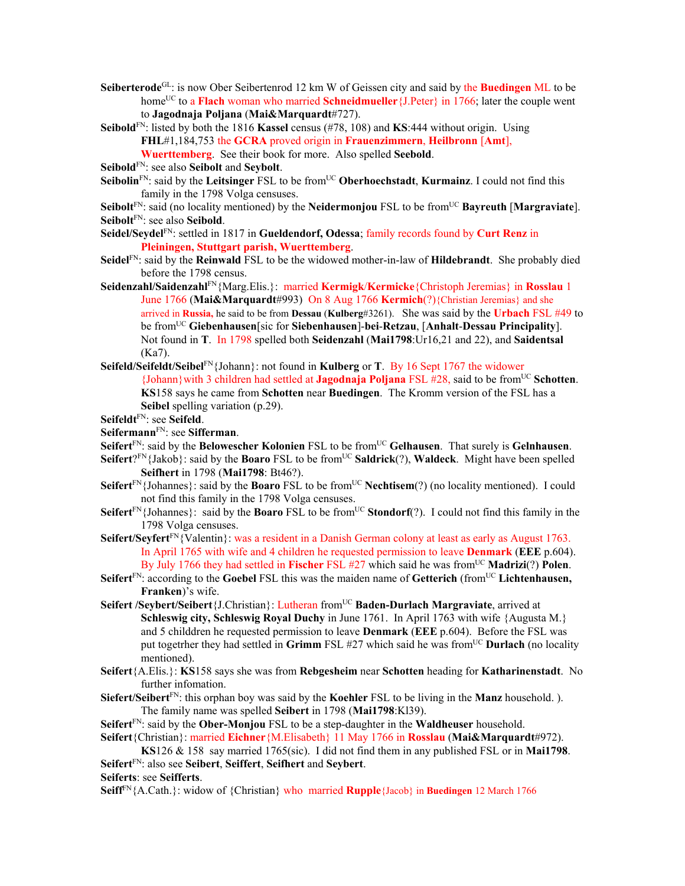**Seiberterode**[GL]: is now Ober Seibertenrod 12 km W of Geissen city and said by the **Buedingen** ML to be home[UC] to a **Flach** woman who married **Schneidmueller**{J.Peter} in 1766; later the couple went to **Jagodnaja Poljana** (**Mai&Marquardt**#727).

**Seibold**[FN]: listed by both the 1816 **Kassel** census (#78, 108) and **KS**:444 without origin. Using **FHL**#1,184,753 the **GCRA** proved origin in **Frauenzimmern**, **Heilbronn** [**Amt**], **Wuerttemberg**. See their book for more. Also spelled **Seebold**.

**Seibold**[FN]: see also **Seibolt** and **Seybolt**.

**Seibolin**[FN]: said by the **Leitsinger** FSL to be from[UC] **Oberhoechstadt**, **Kurmainz**. I could not find this family in the 1798 Volga censuses.

**Seibolt**[FN]: said (no locality mentioned) by the **Neidermonjou** FSL to be from[UC] **Bayreuth** [**Margraviate**].

**Seibolt**[FN]: see also **Seibold**.

**Seidel/Seydel**[FN]: settled in 1817 in **Gueldendorf, Odessa**; family records found by **Curt Renz** in **Pleiningen, Stuttgart parish, Wuerttemberg**.

**Seidel**[FN]: said by the **Reinwald** FSL to be the widowed mother-in-law of **Hildebrandt**. She probably died before the 1798 census.

**Seidenzahl/Saidenzahl**[FN]{Marg.Elis.}: married **Kermigk/Kermicke**{Christoph Jeremias} in **Rosslau** 1 June 1766 (**Mai&Marquardt**#993) On 8 Aug 1766 **Kermich**(?){Christian Jeremias} and she arrived in **Russia,** he said to be from **Dessau** (**Kulberg**#3261). She was said by the **Urbach** FSL #49 to be from[UC] **Giebenhausen**[sic for **Siebenhausen**]-**bei-Retzau**, [**Anhalt**-**Dessau Principality**]. Not found in **T**. In 1798 spelled both **Seidenzahl** (**Mai1798**:Ur16,21 and 22), and **Saidentsal** (Ka7).

**Seifeld/Seifeldt/Seibel**[FN]{Johann}: not found in **Kulberg** or **T**. By 16 Sept 1767 the widower {Johann}with 3 children had settled at **Jagodnaja Poljana** FSL #28, said to be from[UC] **Schotten**. **KS**158 says he came from **Schotten** near **Buedingen**. The Kromm version of the FSL has a **Seibel** spelling variation (p.29).

**Seifeldt**[FN]: see **Seifeld**.

**Seifermann**[FN]: see **Sifferman**.

**Seifert**[FN]: said by the **Belowescher Kolonien** FSL to be from[UC] **Gelhausen**. That surely is **Gelnhausen**.

**Seifert**?[FN]{Jakob}: said by the **Boaro** FSL to be from[UC] **Saldrick**(?), **Waldeck**. Might have been spelled **Seifhert** in 1798 (**Mai1798**: Bt46?).

**Seifert**[FN]{Johannes}: said by the **Boaro** FSL to be from[UC] **Nechtisem**(?) (no locality mentioned). I could not find this family in the 1798 Volga censuses.

**Seifert**[FN]{Johannes}: said by the **Boaro** FSL to be from[UC] **Stondorf**(?). I could not find this family in the 1798 Volga censuses.

**Seifert/Seyfert**[FN]{Valentin}: was a resident in a Danish German colony at least as early as August 1763. In April 1765 with wife and 4 children he requested permission to leave **Denmark** (**EEE** p.604). By July 1766 they had settled in **Fischer** FSL #27 which said he was from[UC] **Madrizi**(?) **Polen**.

**Seifert**[FN]: according to the **Goebel** FSL this was the maiden name of **Getterich** (from[UC] **Lichtenhausen, Franken**)'s wife.

**Seifert /Seybert/Seibert**{J.Christian}: Lutheran from[UC] **Baden-Durlach Margraviate**, arrived at **Schleswig city, Schleswig Royal Duchy** in June 1761. In April 1763 with wife {Augusta M.} and 5 childdren he requested permission to leave **Denmark** (**EEE** p.604). Before the FSL was put togetrher they had settled in **Grimm** FSL #27 which said he was from[UC] **Durlach** (no locality mentioned).

**Seifert**{A.Elis.}: **KS**158 says she was from **Rebgesheim** near **Schotten** heading for **Katharinenstadt**. No further infomation.

**Siefert/Seibert**[FN]: this orphan boy was said by the **Koehler** FSL to be living in the **Manz** household. ). The family name was spelled **Seibert** in 1798 (**Mai1798**:Kl39).

**Seifert**[FN]: said by the **Ober-Monjou** FSL to be a step-daughter in the **Waldheuser** household.

**Seifert**{Christian}: married **Eichner**{M.Elisabeth} 11 May 1766 in **Rosslau** (**Mai&Marquardt**#972). **KS**126 & 158 say married 1765(sic). I did not find them in any published FSL or in **Mai1798**.

**Seifert**[FN]: also see **Seibert**, **Seiffert**, **Seifhert** and **Seybert**.

**Seiferts**: see **Seifferts**.

**Seiff**[FN]{A.Cath.}: widow of {Christian} who married **Rupple**{Jacob} in **Buedingen** 12 March 1766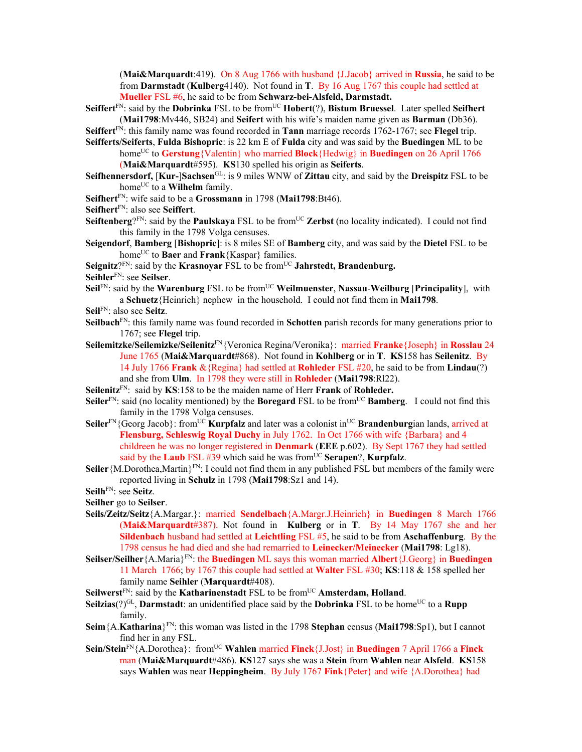(**Mai&Marquardt**:419). On 8 Aug 1766 with husband {J.Jacob} arrived in **Russia**, he said to be from **Darmstadt** (**Kulberg**4140). Not found in **T**. By 16 Aug 1767 this couple had settled at **Mueller** FSL #6, he said to be from **Schwarz-bei-Alsfeld, Darmstadt.**

**Seiffert**[FN]: said by the **Dobrinka** FSL to be from[UC] **Hobert**(?), **Bistum Bruessel**. Later spelled **Seifhert** (**Mai1798**:Mv446, SB24) and **Seifert** with his wife's maiden name given as **Barman** (Db36).

**Seiffert**[FN]: this family name was found recorded in **Tann** marriage records 1762-1767; see **Flegel** trip.

**Seifferts/Seiferts**, **Fulda Bishopric**: is 22 km E of **Fulda** city and was said by the **Buedingen** ML to be home[UC] to **Gerstung**{Valentin} who married **Block**{Hedwig} in **Buedingen** on 26 April 1766 (**Mai&Marquardt**#595). **KS**130 spelled his origin as **Seiferts**.

**Seifhennersdorf,** [**Kur-**]**Sachsen**[GL]: is 9 miles WNW of **Zittau** city, and said by the **Dreispitz** FSL to be home[UC] to a **Wilhelm** family.

**Seifhert**[FN]: wife said to be a **Grossmann** in 1798 (**Mai1798**:Bt46).

**Seifhert**[FN]: also see **Seiffert**.

**Seiftenberg**?[FN]: said by the **Paulskaya** FSL to be from[UC] **Zerbst** (no locality indicated). I could not find this family in the 1798 Volga censuses.

**Seigendorf**, **Bamberg** [**Bishopric**]: is 8 miles SE of **Bamberg** city, and was said by the **Dietel** FSL to be home[UC] to **Baer** and **Frank**{Kaspar} families.

**Seignitz**?[FN]: said by the **Krasnoyar** FSL to be from[UC] **Jahrstedt, Brandenburg.**

**Seihler**[FN]: see **Seilser**.

**Seil**[FN]: said by the **Warenburg** FSL to be from[UC] **Weilmuenster**, **Nassau-Weilburg** [**Principality**], with a **Schuetz**{Heinrich} nephew in the household. I could not find them in **Mai1798**.

**Seil**[FN]: also see **Seitz**.

**Seilbach**[FN]: this family name was found recorded in **Schotten** parish records for many generations prior to 1767; see **Flegel** trip.

**Seilemitzke/Seilemizke/Seilenitz**[FN]{Veronica Regina/Veronika}: married **Franke**{Joseph} in **Rosslau** 24 June 1765 (**Mai&Marquardt**#868). Not found in **Kohlberg** or in **T**. **KS**158 has **Seilenitz**. By 14 July 1766 **Frank** &{Regina} had settled at **Rohleder** FSL #20, he said to be from **Lindau**(?) and she from **Ulm**. In 1798 they were still in **Rohleder** (**Mai1798**:Rl22).

**Seilenitz**[FN]: said by **KS**:158 to be the maiden name of Herr **Frank** of **Rohleder.**

**Seiler**[FN]: said (no locality mentioned) by the **Boregard** FSL to be from[UC] **Bamberg**. I could not find this family in the 1798 Volga censuses.

**Seiler**[FN]{Georg Jacob}: from[UC] **Kurpfalz** and later was a colonist in[UC] **Brandenburg**ian lands, arrived at **Flensburg, Schleswig Royal Duchy** in July 1762. In Oct 1766 with wife {Barbara} and 4 childreen he was no longer registered in **Denmark** (**EEE** p.602). By Sept 1767 they had settled said by the **Laub** FSL #39 which said he was from[UC] **Serapen**?, **Kurpfalz**.

**Seiler**{M.Dorothea,Martin}[FN]: I could not find them in any published FSL but members of the family were reported living in **Schulz** in 1798 (**Mai1798**:Sz1 and 14).

**Seilh**[FN]: see **Seitz**.

**Seilher** go to **Seilser**.

**Seils/Zeitz/Seitz**{A.Margar.}: married **Sendelbach**{A.Margr.J.Heinrich} in **Buedingen** 8 March 1766 (**Mai&Marquardt**#387). Not found in **Kulberg** or in **T**. By 14 May 1767 she and her **Sildenbach** husband had settled at **Leichtling** FSL #5, he said to be from **Aschaffenburg**. By the 1798 census he had died and she had remarried to **Leinecker/Meinecker** (**Mai1798**: Lg18).

**Seilser/Seilher**{A.Maria}[FN]: the **Buedingen** ML says this woman married **Albert**{J.Georg} in **Buedingen** 11 March 1766; by 1767 this couple had settled at **Walter** FSL #30; **KS**:118 & 158 spelled her family name **Seihler** (**Marquardt**#408).

**Seilwerst**[FN]: said by the **Katharinenstadt** FSL to be from[UC] **Amsterdam, Holland**.

**Seilzias**(?)[GL], **Darmstadt**: an unidentified place said by the **Dobrinka** FSL to be home[UC] to a **Rupp** family.

**Seim**{A.**Katharina**}[FN]: this woman was listed in the 1798 **Stephan** census (**Mai1798**:Sp1), but I cannot find her in any FSL.

**Sein/Stein**[FN]{A.Dorothea}: from[UC] **Wahlen** married **Finck**{J.Jost} in **Buedingen** 7 April 1766 a **Finck** man (**Mai&Marquardt**#486). **KS**127 says she was a **Stein** from **Wahlen** near **Alsfeld**. **KS**158 says **Wahlen** was near **Heppingheim**. By July 1767 **Fink**{Peter} and wife {A.Dorothea} had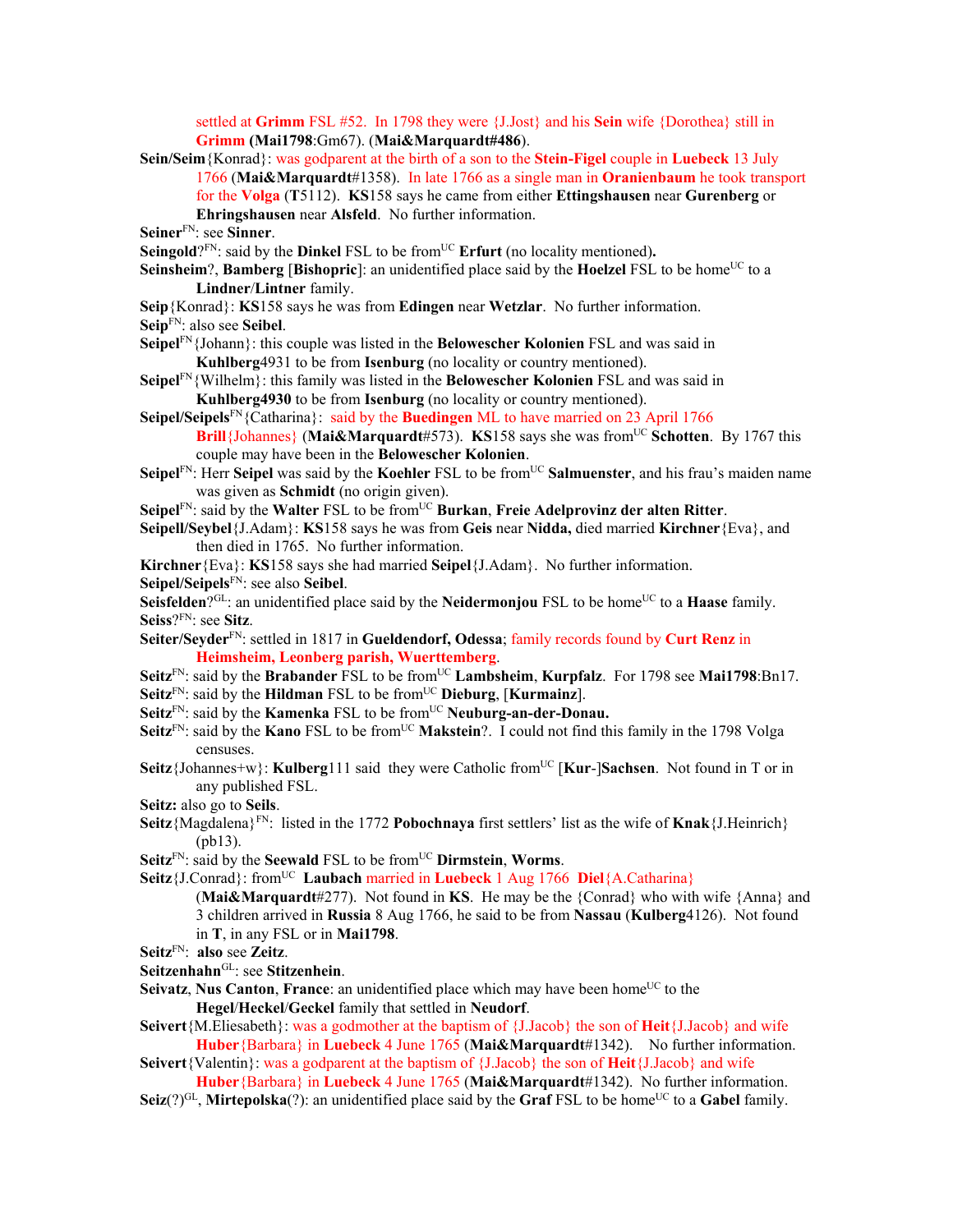settled at **Grimm** FSL #52. In 1798 they were {J.Jost} and his **Sein** wife {Dorothea} still in **Grimm** (**Mai1798**:Gm67). (**Mai&Marquardt#486**).

**Sein/Seim**{Konrad}: was godparent at the birth of a son to the **Stein-Figel** couple in **Luebeck** 13 July 1766 (**Mai&Marquardt**#1358). In late 1766 as a single man in **Oranienbaum** he took transport for the **Volga** (**T**5112). **KS**158 says he came from either **Ettingshausen** near **Gurenberg** or **Ehringshausen** near **Alsfeld**. No further information.

**Seiner**[FN]: see **Sinner**.

**Seingold**?[FN]: said by the **Dinkel** FSL to be from[UC] **Erfurt** (no locality mentioned)**.**

**Seinsheim**?, **Bamberg** [**Bishopric**]: an unidentified place said by the **Hoelzel** FSL to be home[UC] to a **Lindner**/**Lintner** family.

**Seip**{Konrad}: **KS**158 says he was from **Edingen** near **Wetzlar**. No further information.

**Seip**[FN]: also see **Seibel**.

**Seipel**[FN]{Johann}: this couple was listed in the **Belowescher Kolonien** FSL and was said in **Kuhlberg**4931 to be from **Isenburg** (no locality or country mentioned).

**Seipel**[FN]{Wilhelm}: this family was listed in the **Belowescher Kolonien** FSL and was said in **Kuhlberg4930** to be from **Isenburg** (no locality or country mentioned).

**Seipel/Seipels**[FN]{Catharina}: said by the **Buedingen** ML to have married on 23 April 1766 **Brill**{Johannes} (**Mai&Marquardt**#573). **KS**158 says she was from[UC] **Schotten**. By 1767 this couple may have been in the **Belowescher Kolonien**.

**Seipel**[FN]: Herr **Seipel** was said by the **Koehler** FSL to be from[UC] **Salmuenster**, and his frau's maiden name was given as **Schmidt** (no origin given).

**Seipel**[FN]: said by the **Walter** FSL to be from[UC] **Burkan**, **Freie Adelprovinz der alten Ritter**.

**Seipell/Seybel**{J.Adam}: **KS**158 says he was from **Geis** near **Nidda,** died married **Kirchner**{Eva}, and then died in 1765. No further information.

**Kirchner**{Eva}: **KS**158 says she had married **Seipel**{J.Adam}. No further information.

**Seipel/Seipels**[FN]: see also **Seibel**.

**Seisfelden**?[GL]: an unidentified place said by the **Neidermonjou** FSL to be home[UC] to a **Haase** family.

**Seiss**?[FN]: see **Sitz**.

**Seiter/Seyder**[FN]: settled in 1817 in **Gueldendorf, Odessa**; family records found by **Curt Renz** in **Heimsheim, Leonberg parish, Wuerttemberg**.

**Seitz**[FN]: said by the **Brabander** FSL to be from[UC] **Lambsheim**, **Kurpfalz**. For 1798 see **Mai1798**:Bn17.

**Seitz**[FN]: said by the **Hildman** FSL to be from[UC] **Dieburg**, [**Kurmainz**].

**Seitz**[FN]: said by the **Kamenka** FSL to be from[UC] **Neuburg-an-der-Donau.**

**Seitz**[FN]: said by the **Kano** FSL to be from[UC] **Makstein**?. I could not find this family in the 1798 Volga censuses.

**Seitz**{Johannes+w}: **Kulberg**111 said they were Catholic from[UC] [**Kur**-]**Sachsen**. Not found in T or in any published FSL.

**Seitz:** also go to **Seils**.

**Seitz**{Magdalena}[FN]: listed in the 1772 **Pobochnaya** first settlers' list as the wife of **Knak**{J.Heinrich} (pb13).

**Seitz**[FN]: said by the **Seewald** FSL to be from[UC] **Dirmstein**, **Worms**.

**Seitz**{J.Conrad}: from[UC] **Laubach** married in **Luebeck** 1 Aug 1766 **Diel**{A.Catharina} (**Mai&Marquardt**#277). Not found in **KS**. He may be the {Conrad} who with wife {Anna} and 3 children arrived in **Russia** 8 Aug 1766, he said to be from **Nassau** (**Kulberg**4126). Not found in **T**, in any FSL or in **Mai1798**.

**Seitz**[FN]: **also** see **Zeitz**.

**Seitzenhahn**[GL]: see **Stitzenhein**.

**Seivatz**, **Nus Canton**, **France**: an unidentified place which may have been home[UC] to the **Hegel**/**Heckel**/**Geckel** family that settled in **Neudorf**.

**Seivert**{M.Eliesabeth}: was a godmother at the baptism of {J.Jacob} the son of **Heit**{J.Jacob} and wife **Huber**{Barbara} in **Luebeck** 4 June 1765 (**Mai&Marquardt**#1342). No further information.

**Seivert**{Valentin}: was a godparent at the baptism of {J.Jacob} the son of **Heit**{J.Jacob} and wife **Huber**{Barbara} in **Luebeck** 4 June 1765 (**Mai&Marquardt**#1342). No further information.

**Seiz**(?)[GL], **Mirtepolska**(?): an unidentified place said by the **Graf** FSL to be home[UC] to a **Gabel** family.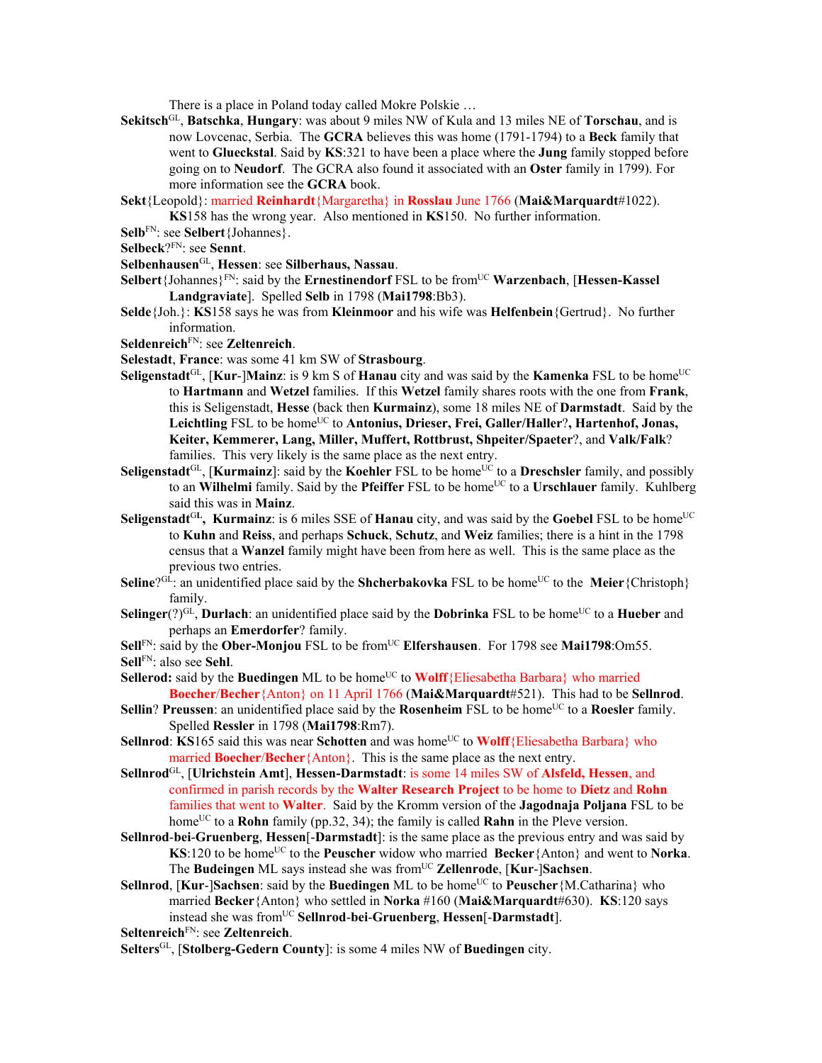There is a place in Poland today called Mokre Polskie …

**Sekitsch**[GL], **Batschka**, **Hungary**: was about 9 miles NW of Kula and 13 miles NE of **Torschau**, and is now Lovcenac, Serbia. The **GCRA** believes this was home (1791-1794) to a **Beck** family that went to **Glueckstal**. Said by **KS**:321 to have been a place where the **Jung** family stopped before going on to **Neudorf**. The GCRA also found it associated with an **Oster** family in 1799). For more information see the **GCRA** book.

**Sekt**{Leopold}: married **Reinhardt**{Margaretha} in **Rosslau** June 1766 (**Mai&Marquardt**#1022). **KS**158 has the wrong year. Also mentioned in **KS**150. No further information.

**Selb**[FN]: see **Selbert**{Johannes}.

**Selbeck**?[FN]: see **Sennt**.

**Selbenhausen**[GL], **Hessen**: see **Silberhaus, Nassau**.

**Selbert**{Johannes}[FN]: said by the **Ernestinendorf** FSL to be from[UC] **Warzenbach**, [**Hessen-Kassel Landgraviate**]. Spelled **Selb** in 1798 (**Mai1798**:Bb3).

**Selde**{Joh.}: **KS**158 says he was from **Kleinmoor** and his wife was **Helfenbein**{Gertrud}. No further information.

**Seldenreich**[FN]: see **Zeltenreich**.

**Selestadt**, **France**: was some 41 km SW of **Strasbourg**.

**Seligenstadt**[GL], [**Kur**-]**Mainz**: is 9 km S of **Hanau** city and was said by the **Kamenka** FSL to be home[UC] to **Hartmann** and **Wetzel** families. If this **Wetzel** family shares roots with the one from **Frank**, this is Seligenstadt, **Hesse** (back then **Kurmainz**), some 18 miles NE of **Darmstadt**. Said by the **Leichtling** FSL to be home[UC] to **Antonius, Drieser, Frei, Galler/Haller**?**, Hartenhof, Jonas, Keiter, Kemmerer, Lang, Miller, Muffert, Rottbrust, Shpeiter/Spaeter**?, and **Valk/Falk**? families. This very likely is the same place as the next entry.

**Seligenstadt**[GL], [**Kurmainz**]: said by the **Koehler** FSL to be home[UC] to a **Dreschsler** family, and possibly to an **Wilhelmi** family. Said by the **Pfeiffer** FSL to be home[UC] to a **Urschlauer** family. Kuhlberg said this was in **Mainz**.

**Seligenstadt**[GL], **Kurmainz**: is 6 miles SSE of **Hanau** city, and was said by the **Goebel** FSL to be home[UC] to **Kuhn** and **Reiss**, and perhaps **Schuck**, **Schutz**, and **Weiz** families; there is a hint in the 1798 census that a **Wanzel** family might have been from here as well. This is the same place as the previous two entries.

**Seline**?[GL]: an unidentified place said by the **Shcherbakovka** FSL to be home[UC] to the **Meier**{Christoph} family.

**Selinger**(?)[GL], **Durlach**: an unidentified place said by the **Dobrinka** FSL to be home[UC] to a **Hueber** and perhaps an **Emerdorfer**? family.

**Sell**[FN]: said by the **Ober-Monjou** FSL to be from[UC] **Elfershausen**. For 1798 see **Mai1798**:Om55.

**Sell**[FN]: also see **Sehl**.

**Sellerod:** said by the **Buedingen** ML to be home[UC] to **Wolff**{Eliesabetha Barbara} who married **Boecher**/**Becher**{Anton} on 11 April 1766 (**Mai&Marquardt**#521). This had to be **Sellnrod**.

**Sellin**? **Preussen**: an unidentified place said by the **Rosenheim** FSL to be home[UC] to a **Roesler** family. Spelled **Ressler** in 1798 (**Mai1798**:Rm7).

**Sellnrod**: **KS**165 said this was near **Schotten** and was home[UC] to **Wolff**{Eliesabetha Barbara} who married **Boecher**/**Becher**{Anton}. This is the same place as the next entry.

**Sellnrod**[GL], [**Ulrichstein Amt**], **Hessen-Darmstadt**: is some 14 miles SW of **Alsfeld, Hessen**, and confirmed in parish records by the **Walter Research Project** to be home to **Dietz** and **Rohn** families that went to **Walter**. Said by the Kromm version of the **Jagodnaja Poljana** FSL to be home[UC] to a **Rohn** family (pp.32, 34); the family is called **Rahn** in the Pleve version.

**Sellnrod-bei-Gruenberg**, **Hessen**[-**Darmstadt**]: is the same place as the previous entry and was said by **KS**:120 to be home[UC] to the **Peuscher** widow who married **Becker**{Anton} and went to **Norka**. The **Budeingen** ML says instead she was from[UC] **Zellenrode**, [**Kur**-]**Sachsen**.

**Sellnrod**, [**Kur**-]**Sachsen**: said by the **Buedingen** ML to be home[UC] to **Peuscher**{M.Catharina} who married **Becker**{Anton} who settled in **Norka** #160 (**Mai&Marquardt**#630). **KS**:120 says instead she was from[UC] **Sellnrod-bei-Gruenberg**, **Hessen**[-**Darmstadt**].

**Seltenreich**[FN]: see **Zeltenreich**.

**Selters**[GL], [**Stolberg-Gedern County**]: is some 4 miles NW of **Buedingen** city.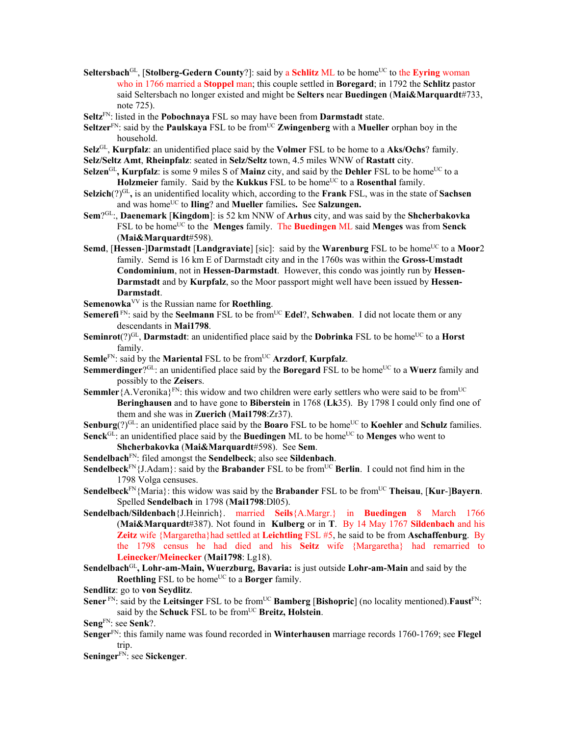**Seltersbach**[GL], [**Stolberg-Gedern County**?]: said by a **Schlitz** ML to be home[UC] to the **Eyring** woman who in 1766 married a **Stoppel** man; this couple settled in **Boregard**; in 1792 the **Schlitz** pastor said Seltersbach no longer existed and might be **Selters** near **Buedingen** (**Mai&Marquardt**#733, note 725).

**Seltz**[FN]: listed in the **Pobochnaya** FSL so may have been from **Darmstadt** state.

**Seltzer**[FN]: said by the **Paulskaya** FSL to be from[UC] **Zwingenberg** with a **Mueller** orphan boy in the household.

**Selz**[GL], **Kurpfalz**: an unidentified place said by the **Volmer** FSL to be home to a **Aks/Ochs**? family.

**Selz/Seltz Amt**, **Rheinpfalz**: seated in **Selz/Seltz** town, 4.5 miles WNW of **Rastatt** city.

**Selzen**[GL]**, Kurpfalz**: is some 9 miles S of **Mainz** city, and said by the **Dehler** FSL to be home[UC] to a **Holzmeier** family. Said by the **Kukkus** FSL to be home[UC] to a **Rosenthal** family.

**Selzich**(?)[GL]**,** is an unidentified locality which, according to the **Frank** FSL, was in the state of **Sachsen** and was home[UC] to **Iling**? and **Mueller** families**.** See **Salzungen.**

**Sem**?[GL]:, **Daenemark** [**Kingdom**]: is 52 km NNW of **Arhus** city, and was said by the **Shcherbakovka** FSL to be home[UC] to the **Menges** family. The **Buedingen** ML said **Menges** was from **Senck** (**Mai&Marquardt**#598).

**Semd**, [**Hessen**-]**Darmstadt** [**Landgraviate**] [sic]: said by the **Warenburg** FSL to be home[UC] to a **Moor**2 family. Semd is 16 km E of Darmstadt city and in the 1760s was within the **Gross-Umstadt Condominium**, not in **Hessen-Darmstadt**. However, this condo was jointly run by **Hessen-Darmstadt** and by **Kurpfalz**, so the Moor passport might well have been issued by **Hessen-Darmstadt**.

**Semenowka**[VV] is the Russian name for **Roethling**.

**Semerefi** [FN]: said by the **Seelmann** FSL to be from[UC] **Edel**?, **Schwaben**. I did not locate them or any descendants in **Mai1798**.

**Seminrot**(?)[GL], **Darmstadt**: an unidentified place said by the **Dobrinka** FSL to be home[UC] to a **Horst** family.

**Semle**[FN]: said by the **Mariental** FSL to be from[UC] **Arzdorf**, **Kurpfalz**.

**Semmerdinger**?[GL]: an unidentified place said by the **Boregard** FSL to be home[UC] to a **Wuerz** family and possibly to the **Zeiser**s.

**Semmler**{A.Veronika}[FN]: this widow and two children were early settlers who were said to be from[UC] **Beringhausen** and to have gone to **Biberstein** in 1768 (**Lk**35). By 1798 I could only find one of them and she was in **Zuerich** (**Mai1798**:Zr37).

**Senburg**(?)[GL]: an unidentified place said by the **Boaro** FSL to be home[UC] to **Koehler** and **Schulz** families.

**Senck**[GL]: an unidentified place said by the **Buedingen** ML to be home[UC] to **Menges** who went to **Shcherbakovka** (**Mai&Marquardt**#598). See **Sem**.

**Sendelbach**[FN]: filed amongst the **Sendelbeck**; also see **Sildenbach**.

**Sendelbeck**[FN]{J.Adam}: said by the **Brabander** FSL to be from[UC] **Berlin**. I could not find him in the 1798 Volga censuses.

**Sendelbeck**[FN]{Maria}: this widow was said by the **Brabander** FSL to be from[UC] **Theisau**, [**Kur**-]**Bayern**. Spelled **Sendelbach** in 1798 (**Mai1798**:Dl05).

**Sendelbach/Sildenbach**{J.Heinrich}. married **Seils**{A.Margr.} in **Buedingen** 8 March 1766 (**Mai&Marquardt**#387). Not found in **Kulberg** or in **T**. By 14 May 1767 **Sildenbach** and his **Zeitz** wife {Margaretha}had settled at **Leichtling** FSL #5, he said to be from **Aschaffenburg**. By the 1798 census he had died and his **Seitz** wife {Margaretha} had remarried to **Leinecker/Meinecker** (**Mai1798**: Lg18).

**Sendelbach**[GL]**, Lohr-am-Main, Wuerzburg, Bavaria:** is just outside **Lohr-am-Main** and said by the **Roethling** FSL to be home[UC] to a **Borger** family.

**Sendlitz**: go to **von Seydlitz**.

**Sener** [FN]: said by the **Leitsinger** FSL to be from[UC] **Bamberg** [**Bishopric**] (no locality mentioned).**Faust**[FN]: said by the **Schuck** FSL to be from[UC] **Breitz, Holstein**.

**Seng**[FN]: see **Senk**?.

**Senger**[FN]: this family name was found recorded in **Winterhausen** marriage records 1760-1769; see **Flegel** trip.

**Seninger**[FN]: see **Sickenger**.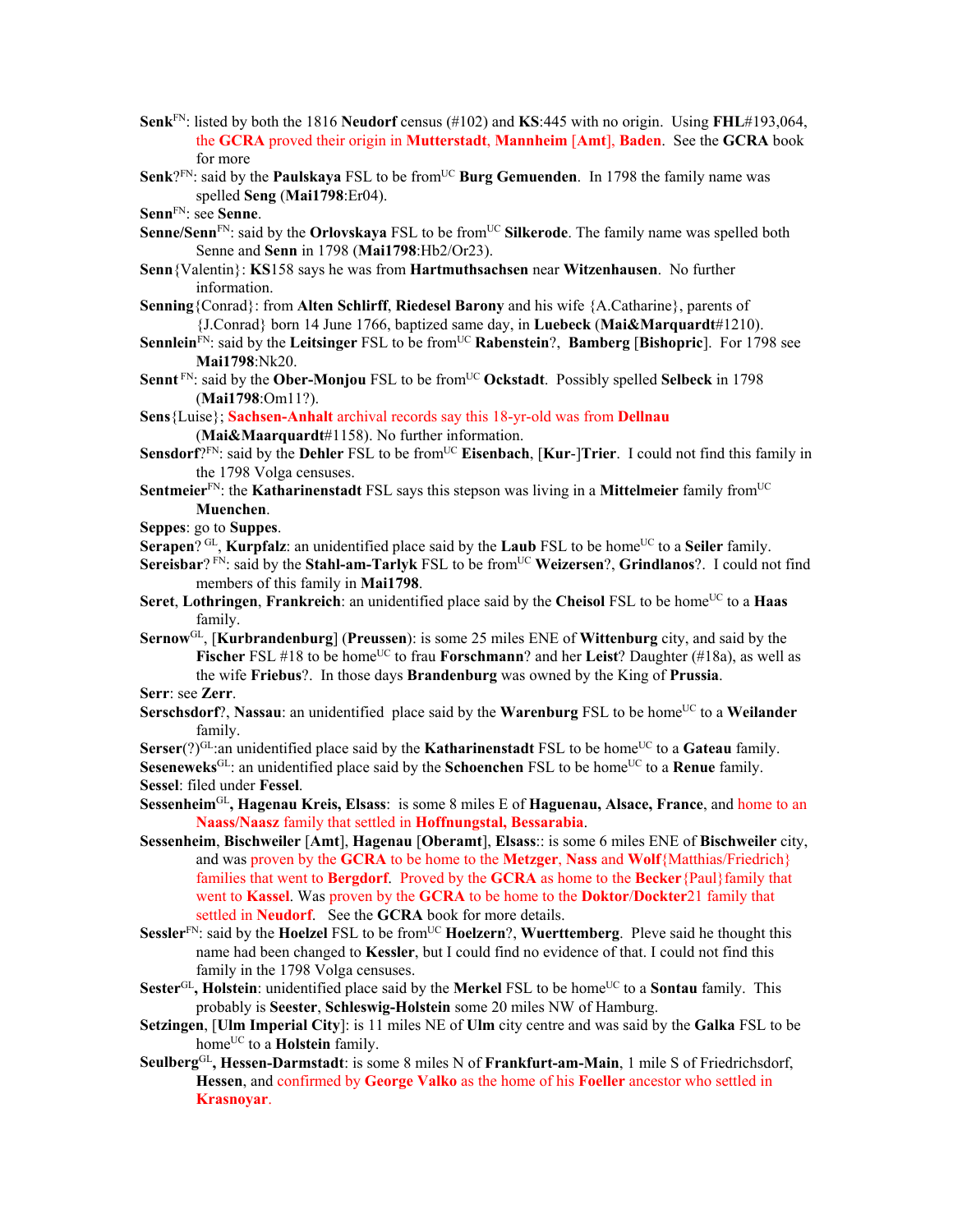**Senk**[FN]: listed by both the 1816 **Neudorf** census (#102) and **KS**:445 with no origin. Using **FHL**#193,064, the **GCRA** proved their origin in **Mutterstadt**, **Mannheim** [**Amt**], **Baden**. See the **GCRA** book for more

**Senk**?[FN]: said by the **Paulskaya** FSL to be from[UC] **Burg Gemuenden**. In 1798 the family name was spelled **Seng** (**Mai1798**:Er04).

**Senn**[FN]: see **Senne**.

**Senne/Senn**[FN]: said by the **Orlovskaya** FSL to be from[UC] **Silkerode**. The family name was spelled both Senne and **Senn** in 1798 (**Mai1798**:Hb2/Or23).

**Senn**{Valentin}: **KS**158 says he was from **Hartmuthsachsen** near **Witzenhausen**. No further information.

**Senning**{Conrad}: from **Alten Schlirff**, **Riedesel Barony** and his wife {A.Catharine}, parents of {J.Conrad} born 14 June 1766, baptized same day, in **Luebeck** (**Mai&Marquardt**#1210).

**Sennlein**[FN]: said by the **Leitsinger** FSL to be from[UC] **Rabenstein**?, **Bamberg** [**Bishopric**]. For 1798 see **Mai1798**:Nk20.

**Sennt** [FN]: said by the **Ober-Monjou** FSL to be from[UC] **Ockstadt**. Possibly spelled **Selbeck** in 1798 (**Mai1798**:Om11?).

**Sens**{Luise}; **Sachsen-Anhalt** archival records say this 18-yr-old was from **Dellnau** (**Mai&Maarquardt**#1158). No further information.

**Sensdorf**?[FN]: said by the **Dehler** FSL to be from[UC] **Eisenbach**, [**Kur**-]**Trier**. I could not find this family in the 1798 Volga censuses.

**Sentmeier**[FN]: the **Katharinenstadt** FSL says this stepson was living in a **Mittelmeier** family from[UC] **Muenchen**.

**Seppes**: go to **Suppes**.

**Serapen**? [GL], **Kurpfalz**: an unidentified place said by the **Laub** FSL to be home[UC] to a **Seiler** family.

**Sereisbar**? [FN]: said by the **Stahl-am-Tarlyk** FSL to be from[UC] **Weizersen**?, **Grindlanos**?. I could not find members of this family in **Mai1798**.

**Seret**, **Lothringen**, **Frankreich**: an unidentified place said by the **Cheisol** FSL to be home[UC] to a **Haas** family.

**Sernow**[GL], [**Kurbrandenburg**] (**Preussen**): is some 25 miles ENE of **Wittenburg** city, and said by the **Fischer** FSL #18 to be home[UC] to frau **Forschmann**? and her **Leist**? Daughter (#18a), as well as the wife **Friebus**?. In those days **Brandenburg** was owned by the King of **Prussia**.

**Serr**: see **Zerr**.

**Serschsdorf**?, **Nassau**: an unidentified place said by the **Warenburg** FSL to be home[UC] to a **Weilander** family.

**Serser**(?)[GL]:an unidentified place said by the **Katharinenstadt** FSL to be home[UC] to a **Gateau** family.

**Seseneweks**[GL]: an unidentified place said by the **Schoenchen** FSL to be home[UC] to a **Renue** family.

**Sessel**: filed under **Fessel**.

**Sessenheim**[GL]**, Hagenau Kreis, Elsass**: is some 8 miles E of **Haguenau, Alsace, France**, and home to an **Naass**/**Naasz** family that settled in **Hoffnungstal, Bessarabia**.

**Sessenheim**, **Bischweiler** [**Amt**], **Hagenau** [**Oberamt**], **Elsass**:: is some 6 miles ENE of **Bischweiler** city, and was proven by the **GCRA** to be home to the **Metzger**, **Nass** and **Wolf**{Matthias/Friedrich} families that went to **Bergdorf**. Proved by the **GCRA** as home to the **Becker**{Paul}family that went to **Kassel**. Was proven by the **GCRA** to be home to the **Doktor**/**Dockter**21 family that settled in **Neudorf**. See the **GCRA** book for more details.

**Sessler**[FN]: said by the **Hoelzel** FSL to be from[UC] **Hoelzern**?, **Wuerttemberg**. Pleve said he thought this name had been changed to **Kessler**, but I could find no evidence of that. I could not find this family in the 1798 Volga censuses.

**Sester**[GL]**, Holstein**: unidentified place said by the **Merkel** FSL to be home[UC] to a **Sontau** family. This probably is **Seester**, **Schleswig-Holstein** some 20 miles NW of Hamburg.

**Setzingen**, [**Ulm Imperial City**]: is 11 miles NE of **Ulm** city centre and was said by the **Galka** FSL to be home[UC] to a **Holstein** family.

**Seulberg**[GL]**, Hessen-Darmstadt**: is some 8 miles N of **Frankfurt-am-Main**, 1 mile S of Friedrichsdorf, **Hessen**, and confirmed by **George Valko** as the home of his **Foeller** ancestor who settled in **Krasnoyar**.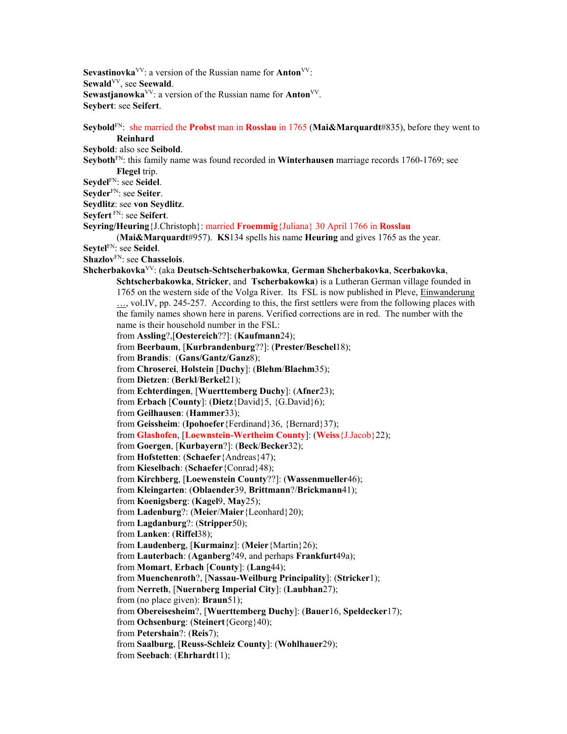**Sevastinovka**VV: a version of the Russian name for **Anton**VV:

**Sewald**VV, see **Seewald**.

**Sewastjanowka**VV: a version of the Russian name for **Anton**VV.

**Seybert**: see **Seifert**.

**Seybold**FN: she married the **Probst** man in **Rosslau** in 1765 (**Mai&Marquardt**#835), before they went to **Reinhard**

**Seybold**: also see **Seibold**.

**Seyboth**FN: this family name was found recorded in **Winterhausen** marriage records 1760-1769; see **Flegel** trip.

**Seydel**FN: see **Seidel**.

**Seyder**FN: see **Seiter**.

**Seydlitz**: see **von Seydlitz**.

**Seyfert** FN: see **Seifert**.

**Seyring/Heuring**{J.Christoph}: married **Froemmig**{Juliana} 30 April 1766 in **Rosslau** (**Mai&Marquardt**#957). **KS**134 spells his name **Heuring** and gives 1765 as the year.

**Seytel**FN: see **Seidel**.

**Shazlov**FN: see **Chasselois**.

**Shcherbakovka**VV: (aka **Deutsch-Schtscherbakowka**, **German Shcherbakovka**, **Scerbakovka**, **Schtscherbakowka**, **Stricker**, and **Tscherbakowka**) is a Lutheran German village founded in 1765 on the western side of the Volga River. Its FSL is now published in Pleve, Einwanderung …, vol.IV, pp. 245-257. According to this, the first settlers were from the following places with the family names shown here in parens. Verified corrections are in red. The number with the name is their household number in the FSL:

from **Assling**?,[**Oestereich**??]: (**Kaufmann**24);
from **Beerbaum**, [**Kurbrandenburg**??]: (**Prester/Beschel**18);
from **Brandis**: (**Gans/Gantz/Ganz**8);
from **Chroserei**, **Holstein** [**Duchy**]: (**Blehm**/**Blaehm**35);
from **Dietzen**: (**Berkl**/**Berkel**21);
from **Echterdingen**, [**Wuerttemberg Duchy**]: (**Afner**23);
from **Erbach** [**County**]: (**Dietz**{David}5, {G.David}6);
from **Geilhausen**: (**Hammer**33);
from **Geissheim**: (**Ipohoefer**{Ferdinand}36, {Bernard}37);
from **Glashofen**, [**Loewnstein-Wertheim County**]: (**Weiss**{J.Jacob}22);
from **Goergen**, [**Kurbayern**?]: (**Beck**/**Becker**32);
from **Hofstetten**: (**Schaefer**{Andreas}47);
from **Kieselbach**: (**Schaefer**{Conrad}48);
from **Kirchberg**, [**Loewenstein County**??]: (**Wassenmueller**46);
from **Kleingarten**: (**Oblaender**39, **Brittmann**?/**Brickmann**41);
from **Koenigsberg**: (**Kagel**9, **May**25);
from **Ladenburg**?: (**Meier**/**Maier**{Leonhard}20);
from **Lagdanburg**?: (**Stripper**50);
from **Lanken**: (**Riffel**38);
from **Laudenberg**, [**Kurmainz**]: (**Meier**{Martin}26);
from **Lauterbach**: (**Aganberg**?49, and perhaps **Frankfurt**49a);
from **Momart**, **Erbach** [**County**]: (**Lang**44);
from **Muenchenroth**?, [**Nassau-Weilburg Principality**]: (**Stricker**1);
from **Nerreth**, [**Nuernberg Imperial City**]: (**Laubhan**27);
from (no place given): **Braun**51);
from **Obereisesheim**?, [**Wuerttemberg Duchy**]: (**Bauer**16, **Speldecker**17);
from **Ochsenburg**: (**Steinert**{Georg}40);
from **Petershain**?: (**Reis**7);
from **Saalburg**, [**Reuss-Schleiz County**]: (**Wohlhauer**29);
from **Seebach**: (**Ehrhardt**11);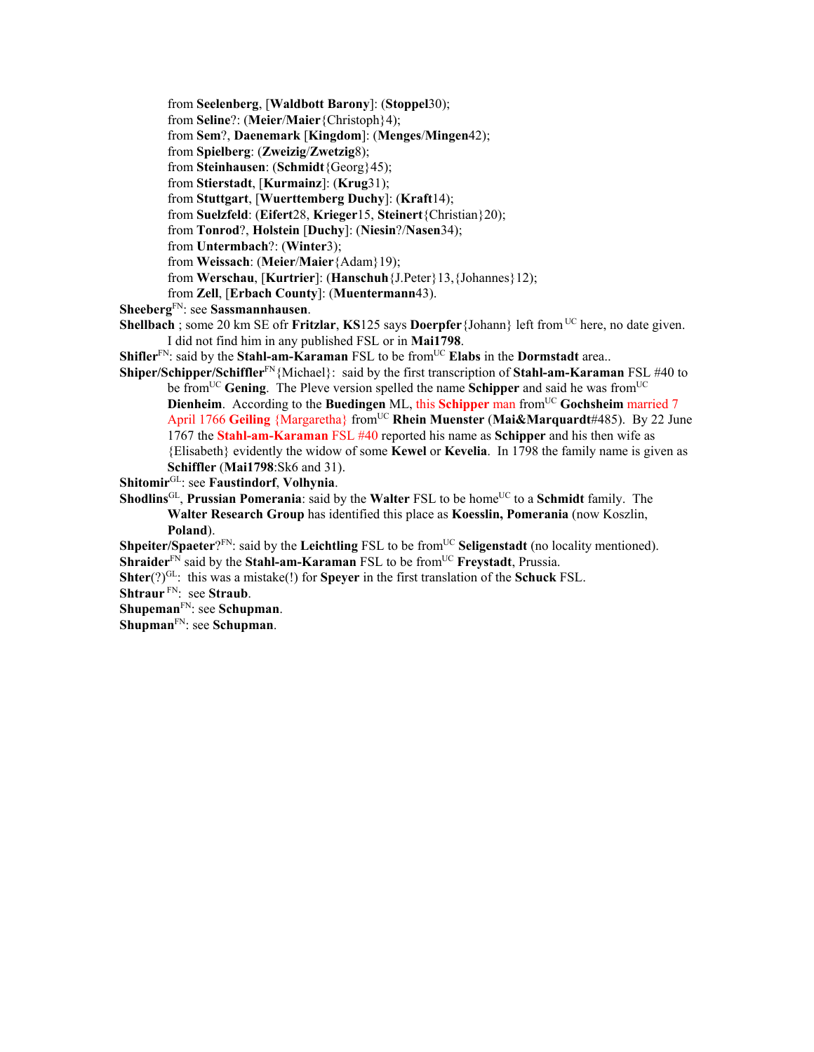from **Seelenberg**, [**Waldbott Barony**]: (**Stoppel**30);
from **Seline**?: (**Meier**/**Maier**{Christoph}4);
from **Sem**?, **Daenemark** [**Kingdom**]: (**Menges**/**Mingen**42);
from **Spielberg**: (**Zweizig**/**Zwetzig**8);
from **Steinhausen**: (**Schmidt**{Georg}45);
from **Stierstadt**, [**Kurmainz**]: (**Krug**31);
from **Stuttgart**, [**Wuerttemberg Duchy**]: (**Kraft**14);
from **Suelzfeld**: (**Eifert**28, **Krieger**15, **Steinert**{Christian}20);
from **Tonrod**?, **Holstein** [**Duchy**]: (**Niesin**?/**Nasen**34);
from **Untermbach**?: (**Winter**3);
from **Weissach**: (**Meier**/**Maier**{Adam}19);
from **Werschau**, [**Kurtrier**]: (**Hanschuh**{J.Peter}13,{Johannes}12);
from **Zell**, [**Erbach County**]: (**Muentermann**43).

**Sheeberg**[FN]: see **Sassmannhausen**.

**Shellbach** ; some 20 km SE ofr **Fritzlar**, **KS**125 says **Doerpfer**{Johann} left from [UC] here, no date given. I did not find him in any published FSL or in **Mai1798**.

**Shifler**[FN]: said by the **Stahl-am-Karaman** FSL to be from[UC] **Elabs** in the **Dormstadt** area..

**Shiper/Schipper/Schiffler**[FN]{Michael}: said by the first transcription of **Stahl-am-Karaman** FSL #40 to be from[UC] **Gening**. The Pleve version spelled the name **Schipper** and said he was from[UC] **Dienheim**. According to the **Buedingen** ML, this **Schipper** man from[UC] **Gochsheim** married 7 April 1766 **Geiling** {Margaretha} from[UC] **Rhein Muenster** (**Mai&Marquardt**#485). By 22 June 1767 the **Stahl-am-Karaman** FSL #40 reported his name as **Schipper** and his then wife as {Elisabeth} evidently the widow of some **Kewel** or **Kevelia**. In 1798 the family name is given as **Schiffler** (**Mai1798**:Sk6 and 31).

**Shitomir**[GL]: see **Faustindorf**, **Volhynia**.

**Shodlins**[GL], **Prussian Pomerania**: said by the **Walter** FSL to be home[UC] to a **Schmidt** family. The **Walter Research Group** has identified this place as **Koesslin, Pomerania** (now Koszlin, **Poland**).

**Shpeiter/Spaeter**?[FN]: said by the **Leichtling** FSL to be from[UC] **Seligenstadt** (no locality mentioned).

**Shraider**[FN] said by the **Stahl-am-Karaman** FSL to be from[UC] **Freystadt**, Prussia.

**Shter**(?)[GL]: this was a mistake(!) for **Speyer** in the first translation of the **Schuck** FSL.

**Shtraur** [FN]: see **Straub**.

**Shupeman**[FN]: see **Schupman**.

**Shupman**[FN]: see **Schupman**.